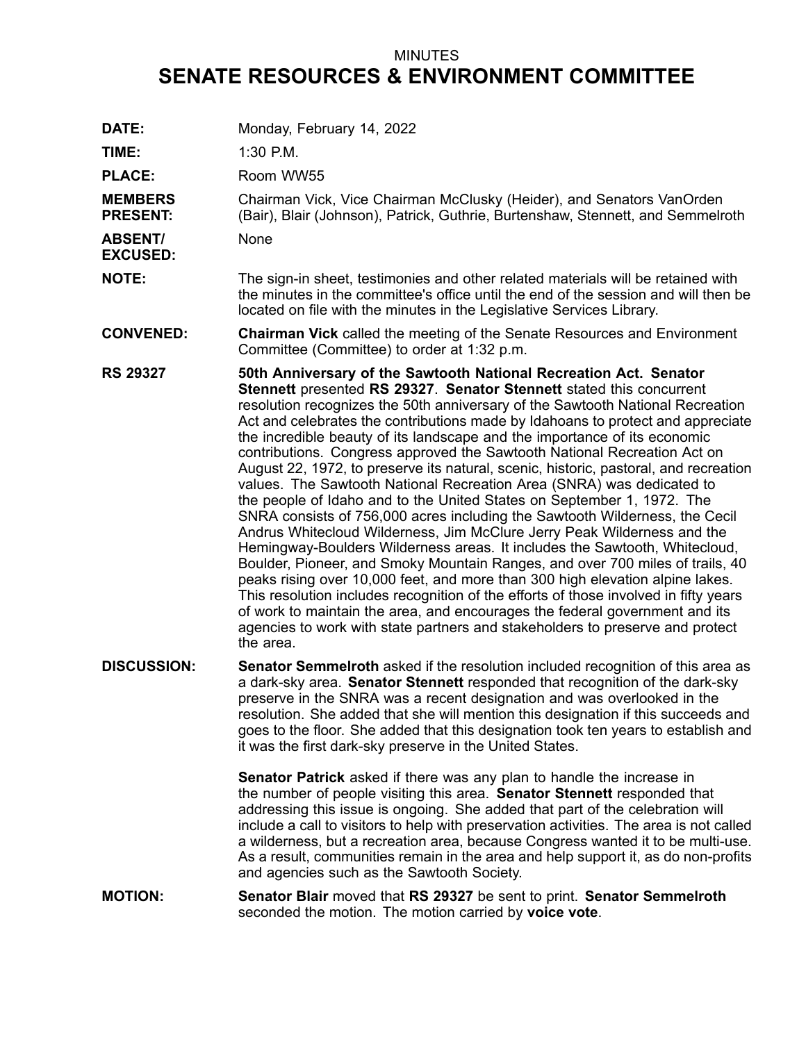MINUTES

# SENATE RESOURCES & ENVIRONMENT COMMITTEE

**DATE:** Monday, February 14, 2022

**TIME:** 1:30 P.M.

**PLACE:** Room WW55

**MEMBERS PRESENT:** Chairman Vick, Vice Chairman McClusky (Heider), and Senators VanOrden (Bair), Blair (Johnson), Patrick, Guthrie, Burtenshaw, Stennett, and Semmelroth

**ABSENT/ EXCUSED:** None

**NOTE:** The sign-in sheet, testimonies and other related materials will be retained with the minutes in the committee's office until the end of the session and will then be located on file with the minutes in the Legislative Services Library.

**CONVENED:** **Chairman Vick** called the meeting of the Senate Resources and Environment Committee (Committee) to order at 1:32 p.m.

**RS 29327** **50th Anniversary of the Sawtooth National Recreation Act. Senator Stennett** presented **RS 29327**. **Senator Stennett** stated this concurrent resolution recognizes the 50th anniversary of the Sawtooth National Recreation Act and celebrates the contributions made by Idahoans to protect and appreciate the incredible beauty of its landscape and the importance of its economic contributions. Congress approved the Sawtooth National Recreation Act on August 22, 1972, to preserve its natural, scenic, historic, pastoral, and recreation values. The Sawtooth National Recreation Area (SNRA) was dedicated to the people of Idaho and to the United States on September 1, 1972. The SNRA consists of 756,000 acres including the Sawtooth Wilderness, the Cecil Andrus Whitecloud Wilderness, Jim McClure Jerry Peak Wilderness and the Hemingway-Boulders Wilderness areas. It includes the Sawtooth, Whitecloud, Boulder, Pioneer, and Smoky Mountain Ranges, and over 700 miles of trails, 40 peaks rising over 10,000 feet, and more than 300 high elevation alpine lakes. This resolution includes recognition of the efforts of those involved in fifty years of work to maintain the area, and encourages the federal government and its agencies to work with state partners and stakeholders to preserve and protect the area.

**DISCUSSION:** **Senator Semmelroth** asked if the resolution included recognition of this area as a dark-sky area. **Senator Stennett** responded that recognition of the dark-sky preserve in the SNRA was a recent designation and was overlooked in the resolution. She added that she will mention this designation if this succeeds and goes to the floor. She added that this designation took ten years to establish and it was the first dark-sky preserve in the United States.

**Senator Patrick** asked if there was any plan to handle the increase in the number of people visiting this area. **Senator Stennett** responded that addressing this issue is ongoing. She added that part of the celebration will include a call to visitors to help with preservation activities. The area is not called a wilderness, but a recreation area, because Congress wanted it to be multi-use. As a result, communities remain in the area and help support it, as do non-profits and agencies such as the Sawtooth Society.

**MOTION:** **Senator Blair** moved that **RS 29327** be sent to print. **Senator Semmelroth** seconded the motion. The motion carried by **voice vote**.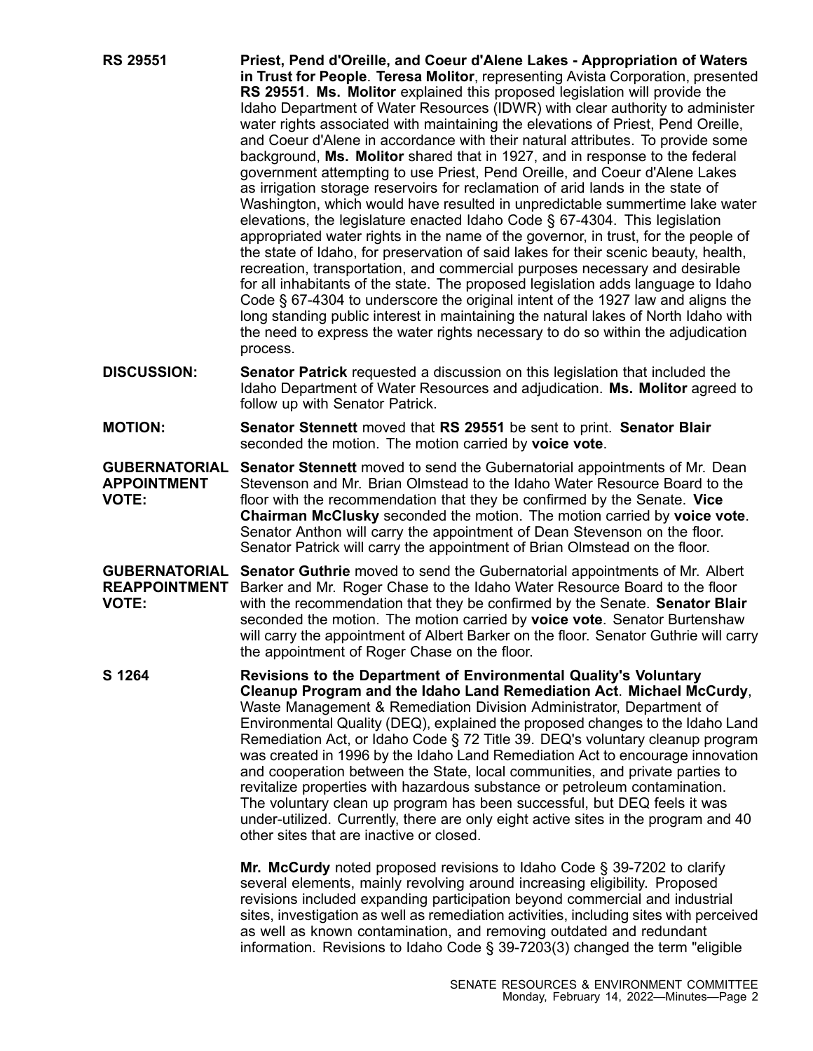**RS 29551** — **Priest, Pend d'Oreille, and Coeur d'Alene Lakes - Appropriation of Waters in Trust for People**. **Teresa Molitor**, representing Avista Corporation, presented **RS 29551**. **Ms. Molitor** explained this proposed legislation will provide the Idaho Department of Water Resources (IDWR) with clear authority to administer water rights associated with maintaining the elevations of Priest, Pend Oreille, and Coeur d'Alene in accordance with their natural attributes. To provide some background, **Ms. Molitor** shared that in 1927, and in response to the federal government attempting to use Priest, Pend Oreille, and Coeur d'Alene Lakes as irrigation storage reservoirs for reclamation of arid lands in the state of Washington, which would have resulted in unpredictable summertime lake water elevations, the legislature enacted Idaho Code § 67-4304. This legislation appropriated water rights in the name of the governor, in trust, for the people of the state of Idaho, for preservation of said lakes for their scenic beauty, health, recreation, transportation, and commercial purposes necessary and desirable for all inhabitants of the state. The proposed legislation adds language to Idaho Code § 67-4304 to underscore the original intent of the 1927 law and aligns the long standing public interest in maintaining the natural lakes of North Idaho with the need to express the water rights necessary to do so within the adjudication process.

**DISCUSSION:** **Senator Patrick** requested a discussion on this legislation that included the Idaho Department of Water Resources and adjudication. **Ms. Molitor** agreed to follow up with Senator Patrick.

**MOTION:** **Senator Stennett** moved that **RS 29551** be sent to print. **Senator Blair** seconded the motion. The motion carried by **voice vote**.

**GUBERNATORIAL APPOINTMENT VOTE:** **Senator Stennett** moved to send the Gubernatorial appointments of Mr. Dean Stevenson and Mr. Brian Olmstead to the Idaho Water Resource Board to the floor with the recommendation that they be confirmed by the Senate. **Vice Chairman McClusky** seconded the motion. The motion carried by **voice vote**. Senator Anthon will carry the appointment of Dean Stevenson on the floor. Senator Patrick will carry the appointment of Brian Olmstead on the floor.

**GUBERNATORIAL REAPPOINTMENT VOTE:** **Senator Guthrie** moved to send the Gubernatorial appointments of Mr. Albert Barker and Mr. Roger Chase to the Idaho Water Resource Board to the floor with the recommendation that they be confirmed by the Senate. **Senator Blair** seconded the motion. The motion carried by **voice vote**. Senator Burtenshaw will carry the appointment of Albert Barker on the floor. Senator Guthrie will carry the appointment of Roger Chase on the floor.

**S 1264** — **Revisions to the Department of Environmental Quality's Voluntary Cleanup Program and the Idaho Land Remediation Act**. **Michael McCurdy**, Waste Management & Remediation Division Administrator, Department of Environmental Quality (DEQ), explained the proposed changes to the Idaho Land Remediation Act, or Idaho Code § 72 Title 39. DEQ's voluntary cleanup program was created in 1996 by the Idaho Land Remediation Act to encourage innovation and cooperation between the State, local communities, and private parties to revitalize properties with hazardous substance or petroleum contamination. The voluntary clean up program has been successful, but DEQ feels it was under-utilized. Currently, there are only eight active sites in the program and 40 other sites that are inactive or closed.

**Mr. McCurdy** noted proposed revisions to Idaho Code § 39-7202 to clarify several elements, mainly revolving around increasing eligibility. Proposed revisions included expanding participation beyond commercial and industrial sites, investigation as well as remediation activities, including sites with perceived as well as known contamination, and removing outdated and redundant information. Revisions to Idaho Code § 39-7203(3) changed the term "eligible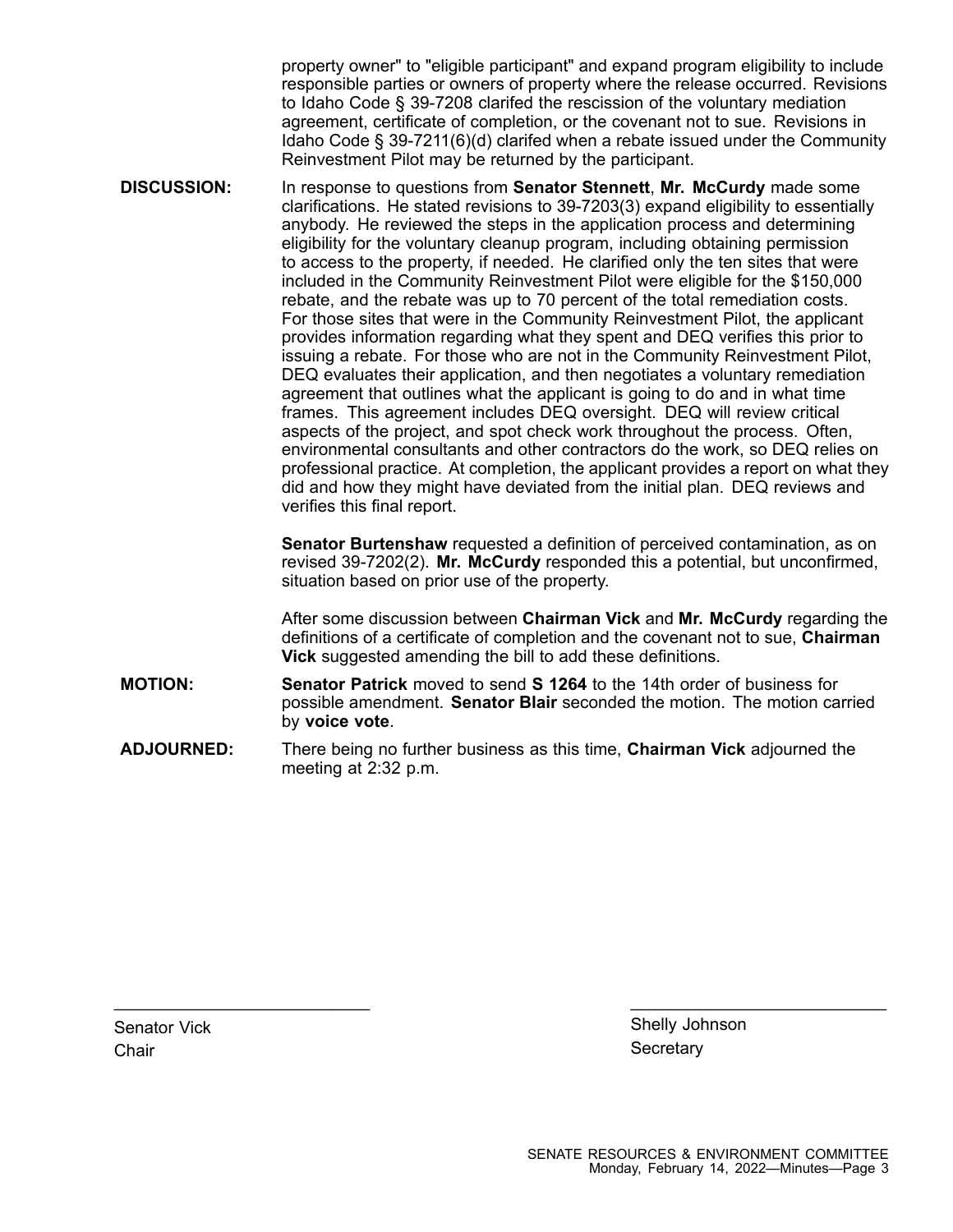property owner" to "eligible participant" and expand program eligibility to include responsible parties or owners of property where the release occurred. Revisions to Idaho Code § 39-7208 clarifed the rescission of the voluntary mediation agreement, certificate of completion, or the covenant not to sue. Revisions in Idaho Code § 39-7211(6)(d) clarifed when a rebate issued under the Community Reinvestment Pilot may be returned by the participant.

**DISCUSSION:** In response to questions from **Senator Stennett**, **Mr. McCurdy** made some clarifications. He stated revisions to 39-7203(3) expand eligibility to essentially anybody. He reviewed the steps in the application process and determining eligibility for the voluntary cleanup program, including obtaining permission to access to the property, if needed. He clarified only the ten sites that were included in the Community Reinvestment Pilot were eligible for the $150,000 rebate, and the rebate was up to 70 percent of the total remediation costs. For those sites that were in the Community Reinvestment Pilot, the applicant provides information regarding what they spent and DEQ verifies this prior to issuing a rebate. For those who are not in the Community Reinvestment Pilot, DEQ evaluates their application, and then negotiates a voluntary remediation agreement that outlines what the applicant is going to do and in what time frames. This agreement includes DEQ oversight. DEQ will review critical aspects of the project, and spot check work throughout the process. Often, environmental consultants and other contractors do the work, so DEQ relies on professional practice. At completion, the applicant provides a report on what they did and how they might have deviated from the initial plan. DEQ reviews and verifies this final report.

**Senator Burtenshaw** requested a definition of perceived contamination, as on revised 39-7202(2). **Mr. McCurdy** responded this a potential, but unconfirmed, situation based on prior use of the property.

After some discussion between **Chairman Vick** and **Mr. McCurdy** regarding the definitions of a certificate of completion and the covenant not to sue, **Chairman Vick** suggested amending the bill to add these definitions.

**MOTION:** **Senator Patrick** moved to send **S 1264** to the 14th order of business for possible amendment. **Senator Blair** seconded the motion. The motion carried by **voice vote**.

**ADJOURNED:** There being no further business as this time, **Chairman Vick** adjourned the meeting at 2:32 p.m.

___________________________ ___________________________

Senator Vick
Chair

Shelly Johnson
Secretary